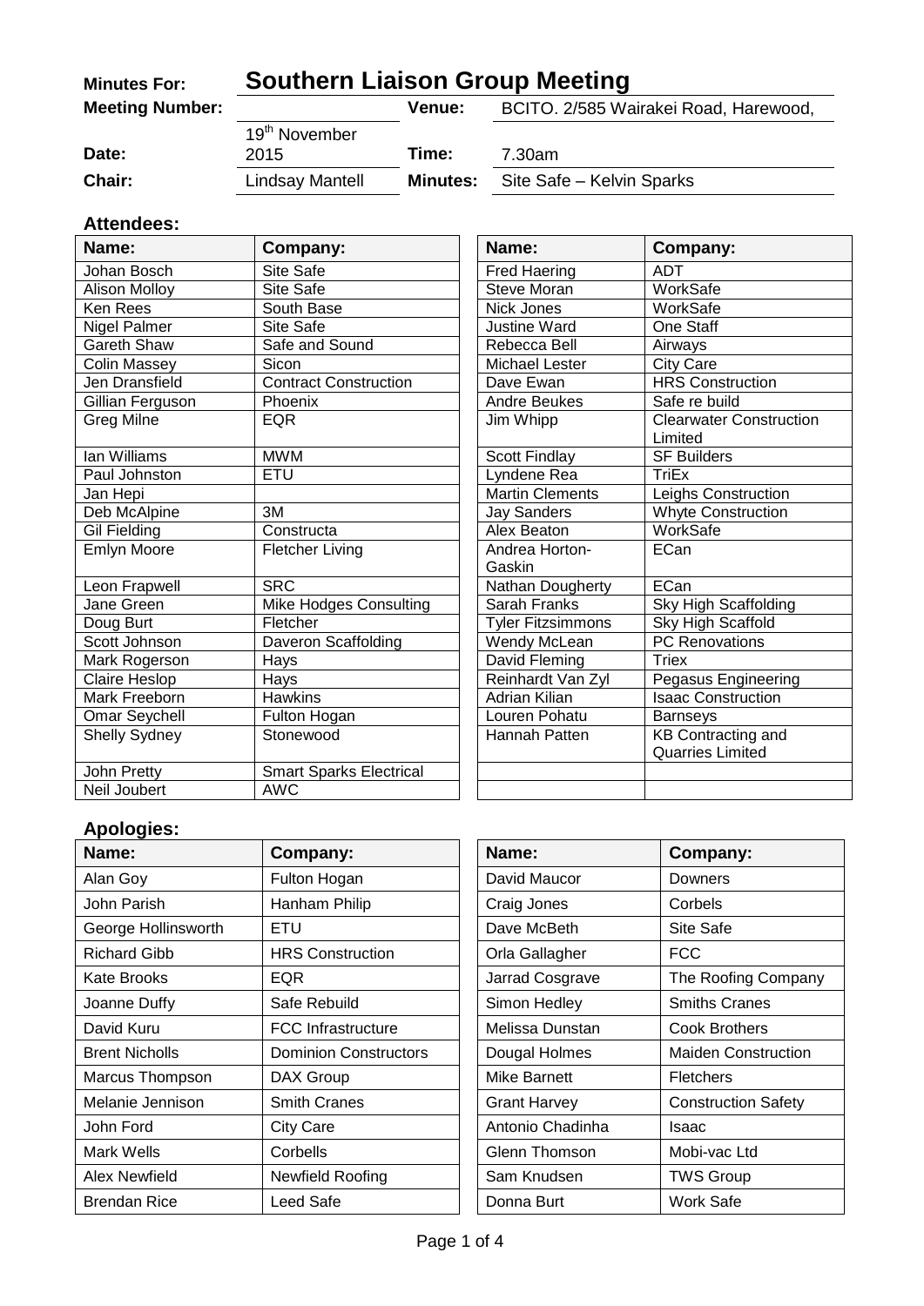| **Minutes For:** | **Southern Liaison Group Meeting** | | |
|---|---|---|---|
| **Meeting Number:** | | **Venue:** | BCITO. 2/585 Wairakei Road, Harewood, |
| **Date:** | 19th November 2015 | **Time:** | 7.30am |
| **Chair:** | Lindsay Mantell | **Minutes:** | Site Safe – Kelvin Sparks |

## Attendees:

| Name: | Company: |
|---|---|
| Johan Bosch | Site Safe |
| Alison Molloy | Site Safe |
| Ken Rees | South Base |
| Nigel Palmer | Site Safe |
| Gareth Shaw | Safe and Sound |
| Colin Massey | Sicon |
| Jen Dransfield | Contract Construction |
| Gillian Ferguson | Phoenix |
| Greg Milne | EQR |
| Ian Williams | MWM |
| Paul Johnston | ETU |
| Jan Hepi | |
| Deb McAlpine | 3M |
| Gil Fielding | Constructa |
| Emlyn Moore | Fletcher Living |
| Leon Frapwell | SRC |
| Jane Green | Mike Hodges Consulting |
| Doug Burt | Fletcher |
| Scott Johnson | Daveron Scaffolding |
| Mark Rogerson | Hays |
| Claire Heslop | Hays |
| Mark Freeborn | Hawkins |
| Omar Seychell | Fulton Hogan |
| Shelly Sydney | Stonewood |
| John Pretty | Smart Sparks Electrical |
| Neil Joubert | AWC |
| Fred Haering | ADT |
| Steve Moran | WorkSafe |
| Nick Jones | WorkSafe |
| Justine Ward | One Staff |
| Rebecca Bell | Airways |
| Michael Lester | City Care |
| Dave Ewan | HRS Construction |
| Andre Beukes | Safe re build |
| Jim Whipp | Clearwater Construction Limited |
| Scott Findlay | SF Builders |
| Lyndene Rea | TriEx |
| Martin Clements | Leighs Construction |
| Jay Sanders | Whyte Construction |
| Alex Beaton | WorkSafe |
| Andrea Horton-Gaskin | ECan |
| Nathan Dougherty | ECan |
| Sarah Franks | Sky High Scaffolding |
| Tyler Fitzsimmons | Sky High Scaffold |
| Wendy McLean | PC Renovations |
| David Fleming | Triex |
| Reinhardt Van Zyl | Pegasus Engineering |
| Adrian Kilian | Isaac Construction |
| Louren Pohatu | Barnseys |
| Hannah Patten | KB Contracting and Quarries Limited |

## Apologies:

| Name: | Company: |
|---|---|
| Alan Goy | Fulton Hogan |
| John Parish | Hanham Philip |
| George Hollinsworth | ETU |
| Richard Gibb | HRS Construction |
| Kate Brooks | EQR |
| Joanne Duffy | Safe Rebuild |
| David Kuru | FCC Infrastructure |
| Brent Nicholls | Dominion Constructors |
| Marcus Thompson | DAX Group |
| Melanie Jennison | Smith Cranes |
| John Ford | City Care |
| Mark Wells | Corbells |
| Alex Newfield | Newfield Roofing |
| Brendan Rice | Leed Safe |
| David Maucor | Downers |
| Craig Jones | Corbels |
| Dave McBeth | Site Safe |
| Orla Gallagher | FCC |
| Jarrad Cosgrave | The Roofing Company |
| Simon Hedley | Smiths Cranes |
| Melissa Dunstan | Cook Brothers |
| Dougal Holmes | Maiden Construction |
| Mike Barnett | Fletchers |
| Grant Harvey | Construction Safety |
| Antonio Chadinha | Isaac |
| Glenn Thomson | Mobi-vac Ltd |
| Sam Knudsen | TWS Group |
| Donna Burt | Work Safe |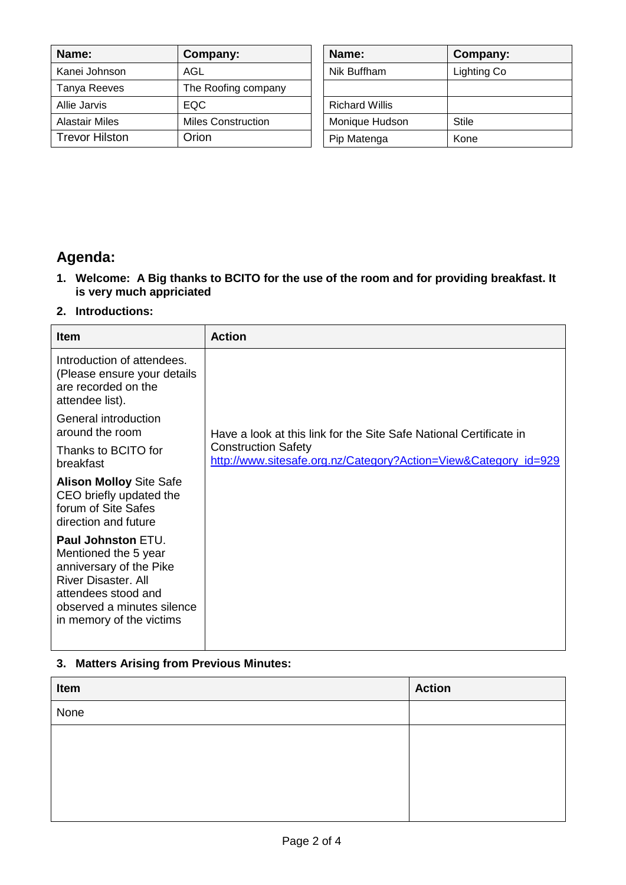| Name: | Company: |
| --- | --- |
| Kanei Johnson | AGL |
| Tanya Reeves | The Roofing company |
| Allie Jarvis | EQC |
| Alastair Miles | Miles Construction |
| Trevor Hilston | Orion |

| Name: | Company: |
| --- | --- |
| Nik Buffham | Lighting Co |
| | |
| Richard Willis | |
| Monique Hudson | Stile |
| Pip Matenga | Kone |

## Agenda:

1. **Welcome: A Big thanks to BCITO for the use of the room and for providing breakfast. It is very much appriciated**
2. **Introductions:**

| Item | Action |
| --- | --- |
| Introduction of attendees. (Please ensure your details are recorded on the attendee list).<br><br>General introduction around the room<br><br>Thanks to BCITO for breakfast<br><br>**Alison Molloy** Site Safe CEO briefly updated the forum of Site Safes direction and future<br><br>**Paul Johnston** ETU. Mentioned the 5 year anniversary of the Pike River Disaster. All attendees stood and observed a minutes silence in memory of the victims | Have a look at this link for the Site Safe National Certificate in Construction Safety [http://www.sitesafe.org.nz/Category?Action=View&Category_id=929](http://www.sitesafe.org.nz/Category?Action=View&Category_id=929) |

3. **Matters Arising from Previous Minutes:**

| Item | Action |
| --- | --- |
| None | |
| | |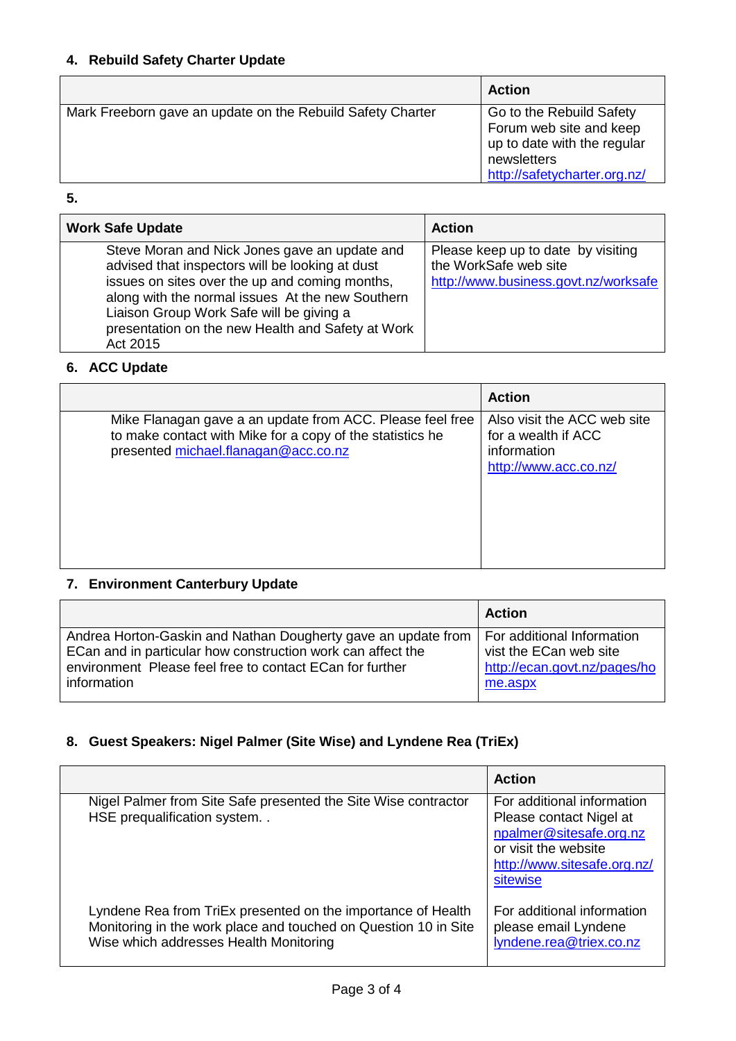## 4. Rebuild Safety Charter Update

| | Action |
|---|---|
| Mark Freeborn gave an update on the Rebuild Safety Charter | Go to the Rebuild Safety Forum web site and keep up to date with the regular newsletters http://safetycharter.org.nz/ |

## 5.

| Work Safe Update | Action |
|---|---|
| Steve Moran and Nick Jones gave an update and advised that inspectors will be looking at dust issues on sites over the up and coming months, along with the normal issues At the new Southern Liaison Group Work Safe will be giving a presentation on the new Health and Safety at Work Act 2015 | Please keep up to date by visiting the WorkSafe web site http://www.business.govt.nz/worksafe |

## 6. ACC Update

| | Action |
|---|---|
| Mike Flanagan gave a an update from ACC. Please feel free to make contact with Mike for a copy of the statistics he presented michael.flanagan@acc.co.nz | Also visit the ACC web site for a wealth if ACC information http://www.acc.co.nz/ |

## 7. Environment Canterbury Update

| | Action |
|---|---|
| Andrea Horton-Gaskin and Nathan Dougherty gave an update from ECan and in particular how construction work can affect the environment Please feel free to contact ECan for further information | For additional Information vist the ECan web site http://ecan.govt.nz/pages/home.aspx |

## 8. Guest Speakers: Nigel Palmer (Site Wise) and Lyndene Rea (TriEx)

| | Action |
|---|---|
| Nigel Palmer from Site Safe presented the Site Wise contractor HSE prequalification system. . | For additional information Please contact Nigel at npalmer@sitesafe.org.nz or visit the website http://www.sitesafe.org.nz/sitewise |
| Lyndene Rea from TriEx presented on the importance of Health Monitoring in the work place and touched on Question 10 in Site Wise which addresses Health Monitoring | For additional information please email Lyndene lyndene.rea@triex.co.nz |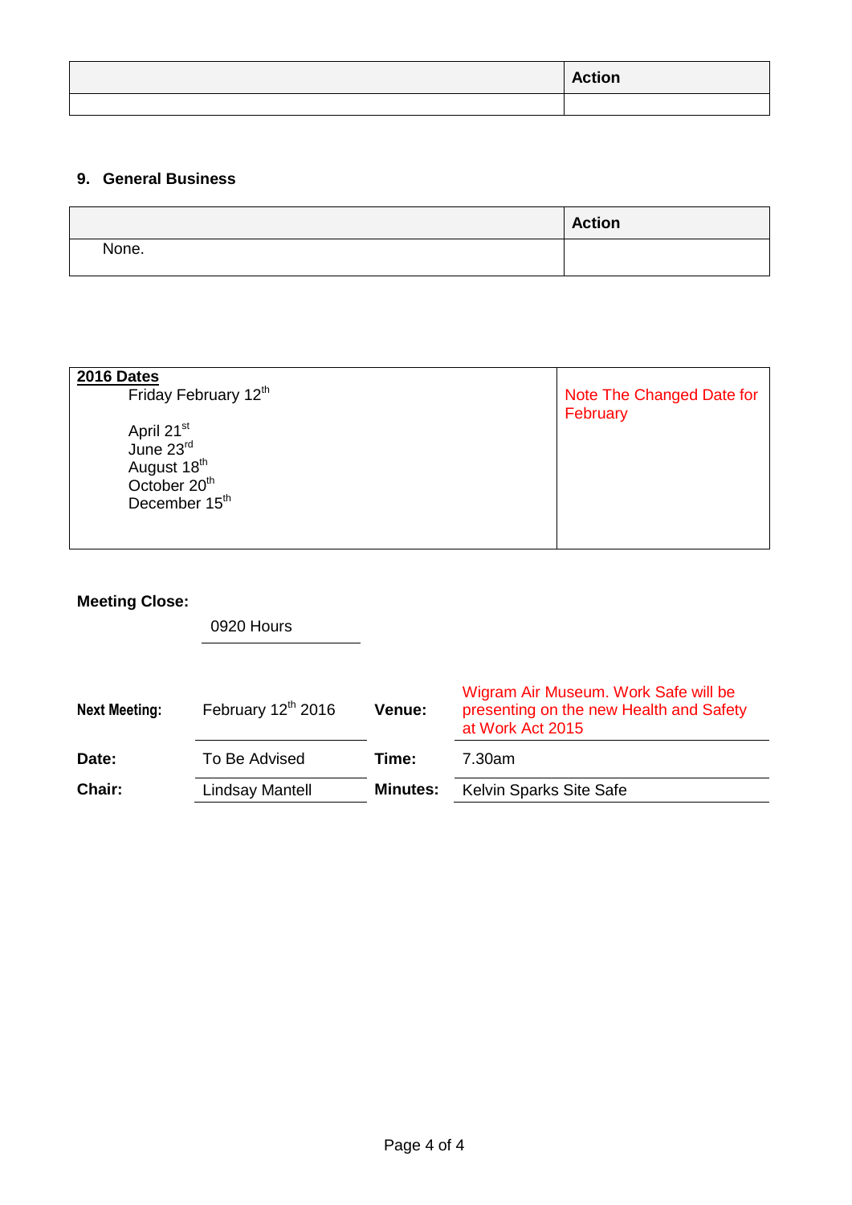| | Action |
|---|---|
| | |

### 9. General Business

| | Action |
|---|---|
| None. | |

| | |
|---|---|
| **2016 Dates**<br>Friday February 12th<br><br>April 21st<br>June 23rd<br>August 18th<br>October 20th<br>December 15th | Note The Changed Date for February |

**Meeting Close:**

0920 Hours

| | | | |
|---|---|---|---|
| **Next Meeting:** | February 12th 2016 | **Venue:** | Wigram Air Museum. Work Safe will be presenting on the new Health and Safety at Work Act 2015 |
| **Date:** | To Be Advised | **Time:** | 7.30am |
| **Chair:** | Lindsay Mantell | **Minutes:** | Kelvin Sparks Site Safe |